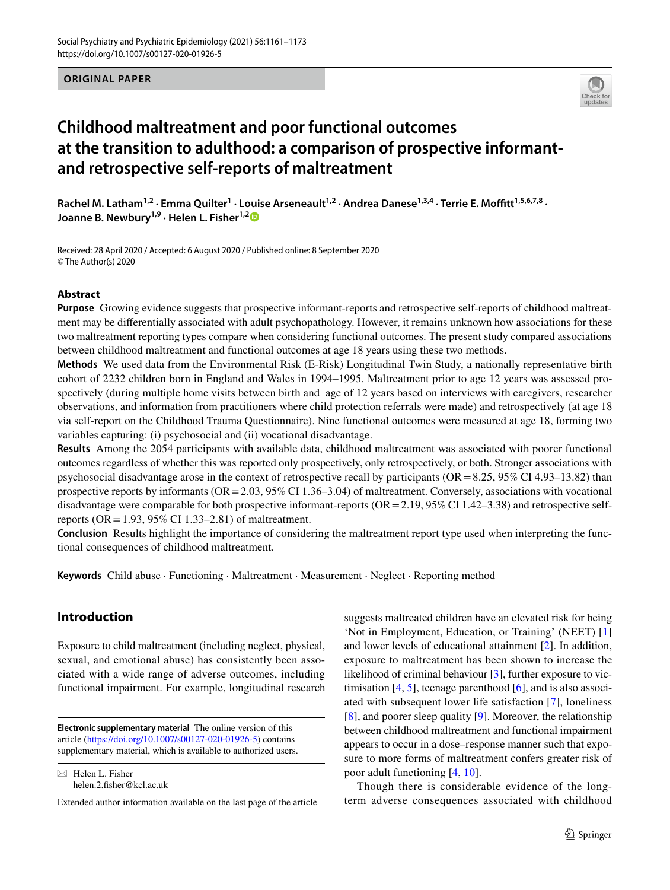ORIGINAL PAPER

# Childhood maltreatment and poor functional outcomes at the transition to adulthood: a comparison of prospective informant- and retrospective self-reports of maltreatment

**Rachel M. Latham[1,2] · Emma Quilter[1] · Louise Arseneault[1,2] · Andrea Danese[1,3,4] · Terrie E. Moffitt[1,5,6,7,8] · Joanne B. Newbury[1,9] · Helen L. Fisher[1,2]**

Received: 28 April 2020 / Accepted: 6 August 2020 / Published online: 8 September 2020
© The Author(s) 2020

## Abstract

**Purpose** Growing evidence suggests that prospective informant-reports and retrospective self-reports of childhood maltreatment may be differentially associated with adult psychopathology. However, it remains unknown how associations for these two maltreatment reporting types compare when considering functional outcomes. The present study compared associations between childhood maltreatment and functional outcomes at age 18 years using these two methods.

**Methods** We used data from the Environmental Risk (E-Risk) Longitudinal Twin Study, a nationally representative birth cohort of 2232 children born in England and Wales in 1994–1995. Maltreatment prior to age 12 years was assessed prospectively (during multiple home visits between birth and age of 12 years based on interviews with caregivers, researcher observations, and information from practitioners where child protection referrals were made) and retrospectively (at age 18 via self-report on the Childhood Trauma Questionnaire). Nine functional outcomes were measured at age 18, forming two variables capturing: (i) psychosocial and (ii) vocational disadvantage.

**Results** Among the 2054 participants with available data, childhood maltreatment was associated with poorer functional outcomes regardless of whether this was reported only prospectively, only retrospectively, or both. Stronger associations with psychosocial disadvantage arose in the context of retrospective recall by participants (OR = 8.25, 95% CI 4.93–13.82) than prospective reports by informants (OR = 2.03, 95% CI 1.36–3.04) of maltreatment. Conversely, associations with vocational disadvantage were comparable for both prospective informant-reports (OR = 2.19, 95% CI 1.42–3.38) and retrospective self-reports (OR = 1.93, 95% CI 1.33–2.81) of maltreatment.

**Conclusion** Results highlight the importance of considering the maltreatment report type used when interpreting the functional consequences of childhood maltreatment.

**Keywords** Child abuse · Functioning · Maltreatment · Measurement · Neglect · Reporting method

## Introduction

Exposure to child maltreatment (including neglect, physical, sexual, and emotional abuse) has consistently been associated with a wide range of adverse outcomes, including functional impairment. For example, longitudinal research suggests maltreated children have an elevated risk for being 'Not in Employment, Education, or Training' (NEET) [1] and lower levels of educational attainment [2]. In addition, exposure to maltreatment has been shown to increase the likelihood of criminal behaviour [3], further exposure to victimisation [4, 5], teenage parenthood [6], and is also associated with subsequent lower life satisfaction [7], loneliness [8], and poorer sleep quality [9]. Moreover, the relationship between childhood maltreatment and functional impairment appears to occur in a dose–response manner such that exposure to more forms of maltreatment confers greater risk of poor adult functioning [4, 10].

Though there is considerable evidence of the long-term adverse consequences associated with childhood

**Electronic supplementary material** The online version of this article (https://doi.org/10.1007/s00127-020-01926-5) contains supplementary material, which is available to authorized users.

✉ Helen L. Fisher
helen.2.fisher@kcl.ac.uk

Extended author information available on the last page of the article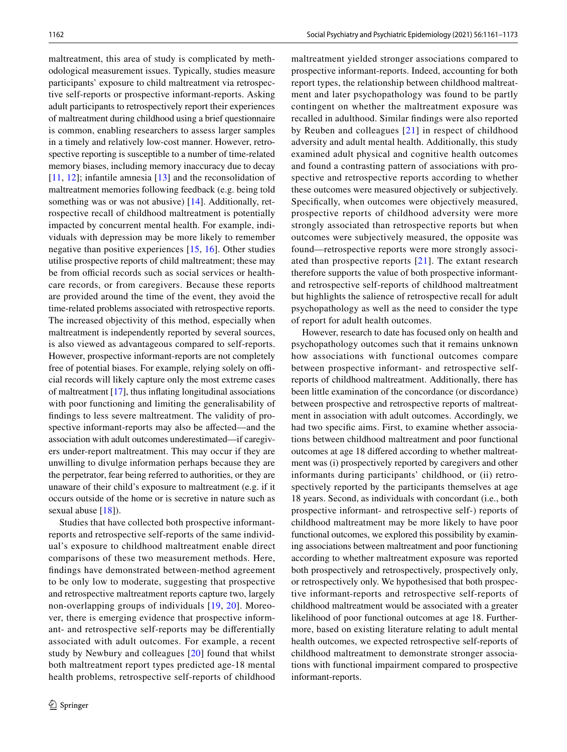maltreatment, this area of study is complicated by methodological measurement issues. Typically, studies measure participants' exposure to child maltreatment via retrospective self-reports or prospective informant-reports. Asking adult participants to retrospectively report their experiences of maltreatment during childhood using a brief questionnaire is common, enabling researchers to assess larger samples in a timely and relatively low-cost manner. However, retrospective reporting is susceptible to a number of time-related memory biases, including memory inaccuracy due to decay [11, 12]; infantile amnesia [13] and the reconsolidation of maltreatment memories following feedback (e.g. being told something was or was not abusive) [14]. Additionally, retrospective recall of childhood maltreatment is potentially impacted by concurrent mental health. For example, individuals with depression may be more likely to remember negative than positive experiences [15, 16]. Other studies utilise prospective reports of child maltreatment; these may be from official records such as social services or healthcare records, or from caregivers. Because these reports are provided around the time of the event, they avoid the time-related problems associated with retrospective reports. The increased objectivity of this method, especially when maltreatment is independently reported by several sources, is also viewed as advantageous compared to self-reports. However, prospective informant-reports are not completely free of potential biases. For example, relying solely on official records will likely capture only the most extreme cases of maltreatment [17], thus inflating longitudinal associations with poor functioning and limiting the generalisability of findings to less severe maltreatment. The validity of prospective informant-reports may also be affected—and the association with adult outcomes underestimated—if caregivers under-report maltreatment. This may occur if they are unwilling to divulge information perhaps because they are the perpetrator, fear being referred to authorities, or they are unaware of their child's exposure to maltreatment (e.g. if it occurs outside of the home or is secretive in nature such as sexual abuse [18]).

Studies that have collected both prospective informant-reports and retrospective self-reports of the same individual's exposure to childhood maltreatment enable direct comparisons of these two measurement methods. Here, findings have demonstrated between-method agreement to be only low to moderate, suggesting that prospective and retrospective maltreatment reports capture two, largely non-overlapping groups of individuals [19, 20]. Moreover, there is emerging evidence that prospective informant- and retrospective self-reports may be differentially associated with adult outcomes. For example, a recent study by Newbury and colleagues [20] found that whilst both maltreatment report types predicted age-18 mental health problems, retrospective self-reports of childhood maltreatment yielded stronger associations compared to prospective informant-reports. Indeed, accounting for both report types, the relationship between childhood maltreatment and later psychopathology was found to be partly contingent on whether the maltreatment exposure was recalled in adulthood. Similar findings were also reported by Reuben and colleagues [21] in respect of childhood adversity and adult mental health. Additionally, this study examined adult physical and cognitive health outcomes and found a contrasting pattern of associations with prospective and retrospective reports according to whether these outcomes were measured objectively or subjectively. Specifically, when outcomes were objectively measured, prospective reports of childhood adversity were more strongly associated than retrospective reports but when outcomes were subjectively measured, the opposite was found—retrospective reports were more strongly associated than prospective reports [21]. The extant research therefore supports the value of both prospective informant- and retrospective self-reports of childhood maltreatment but highlights the salience of retrospective recall for adult psychopathology as well as the need to consider the type of report for adult health outcomes.

However, research to date has focused only on health and psychopathology outcomes such that it remains unknown how associations with functional outcomes compare between prospective informant- and retrospective self-reports of childhood maltreatment. Additionally, there has been little examination of the concordance (or discordance) between prospective and retrospective reports of maltreatment in association with adult outcomes. Accordingly, we had two specific aims. First, to examine whether associations between childhood maltreatment and poor functional outcomes at age 18 differed according to whether maltreatment was (i) prospectively reported by caregivers and other informants during participants' childhood, or (ii) retrospectively reported by the participants themselves at age 18 years. Second, as individuals with concordant (i.e., both prospective informant- and retrospective self-) reports of childhood maltreatment may be more likely to have poor functional outcomes, we explored this possibility by examining associations between maltreatment and poor functioning according to whether maltreatment exposure was reported both prospectively and retrospectively, prospectively only, or retrospectively only. We hypothesised that both prospective informant-reports and retrospective self-reports of childhood maltreatment would be associated with a greater likelihood of poor functional outcomes at age 18. Furthermore, based on existing literature relating to adult mental health outcomes, we expected retrospective self-reports of childhood maltreatment to demonstrate stronger associations with functional impairment compared to prospective informant-reports.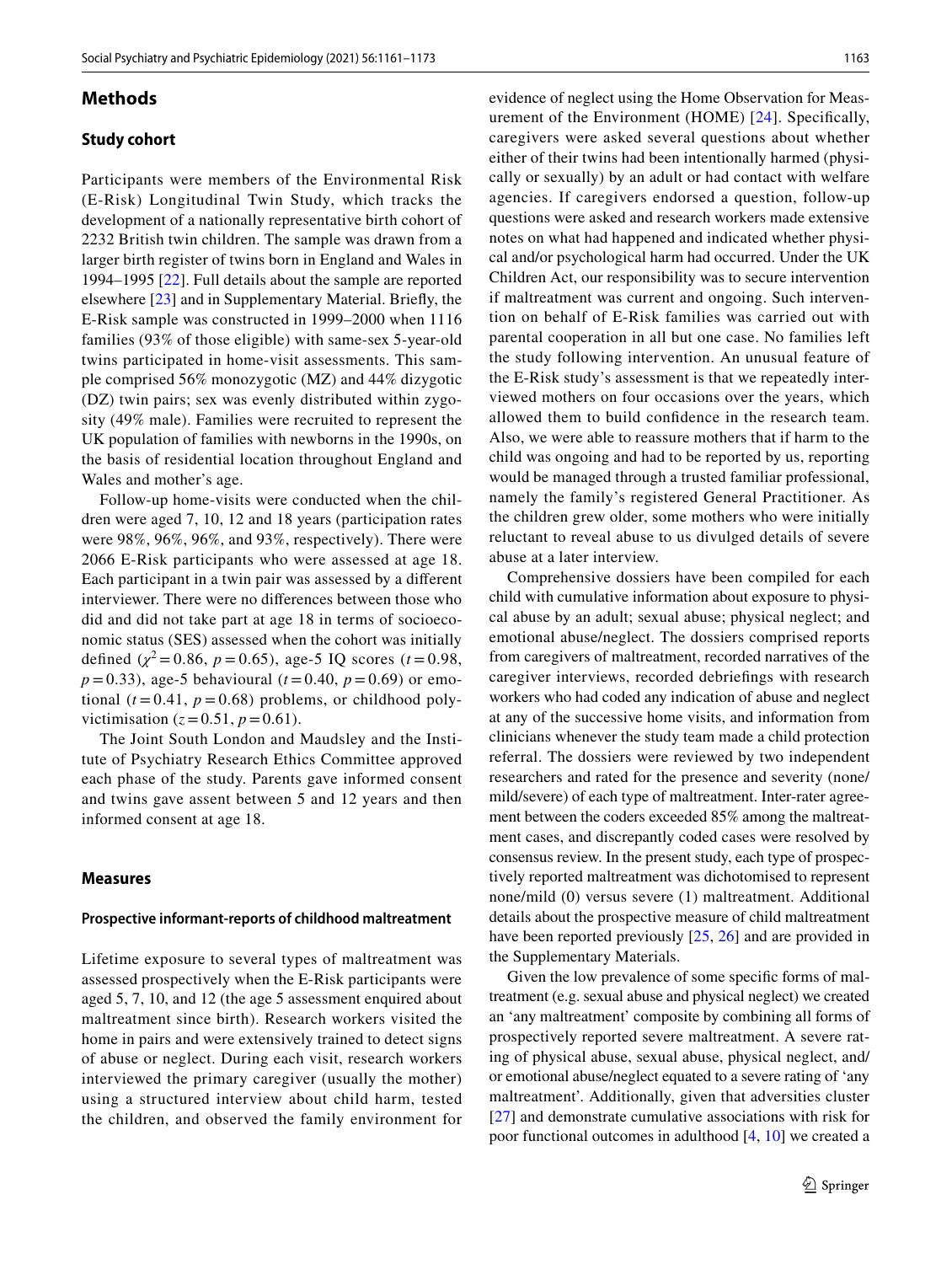## Methods

### Study cohort

Participants were members of the Environmental Risk (E-Risk) Longitudinal Twin Study, which tracks the development of a nationally representative birth cohort of 2232 British twin children. The sample was drawn from a larger birth register of twins born in England and Wales in 1994–1995 [22]. Full details about the sample are reported elsewhere [23] and in Supplementary Material. Briefly, the E-Risk sample was constructed in 1999–2000 when 1116 families (93% of those eligible) with same-sex 5-year-old twins participated in home-visit assessments. This sample comprised 56% monozygotic (MZ) and 44% dizygotic (DZ) twin pairs; sex was evenly distributed within zygosity (49% male). Families were recruited to represent the UK population of families with newborns in the 1990s, on the basis of residential location throughout England and Wales and mother's age.

Follow-up home-visits were conducted when the children were aged 7, 10, 12 and 18 years (participation rates were 98%, 96%, 96%, and 93%, respectively). There were 2066 E-Risk participants who were assessed at age 18. Each participant in a twin pair was assessed by a different interviewer. There were no differences between those who did and did not take part at age 18 in terms of socioeconomic status (SES) assessed when the cohort was initially defined ($\chi^2 = 0.86$, $p = 0.65$), age-5 IQ scores ($t = 0.98$, $p = 0.33$), age-5 behavioural ($t = 0.40$, $p = 0.69$) or emotional ($t = 0.41$, $p = 0.68$) problems, or childhood polyvictimisation ($z = 0.51$, $p = 0.61$).

The Joint South London and Maudsley and the Institute of Psychiatry Research Ethics Committee approved each phase of the study. Parents gave informed consent and twins gave assent between 5 and 12 years and then informed consent at age 18.

### Measures

#### Prospective informant-reports of childhood maltreatment

Lifetime exposure to several types of maltreatment was assessed prospectively when the E-Risk participants were aged 5, 7, 10, and 12 (the age 5 assessment enquired about maltreatment since birth). Research workers visited the home in pairs and were extensively trained to detect signs of abuse or neglect. During each visit, research workers interviewed the primary caregiver (usually the mother) using a structured interview about child harm, tested the children, and observed the family environment for evidence of neglect using the Home Observation for Measurement of the Environment (HOME) [24]. Specifically, caregivers were asked several questions about whether either of their twins had been intentionally harmed (physically or sexually) by an adult or had contact with welfare agencies. If caregivers endorsed a question, follow-up questions were asked and research workers made extensive notes on what had happened and indicated whether physical and/or psychological harm had occurred. Under the UK Children Act, our responsibility was to secure intervention if maltreatment was current and ongoing. Such intervention on behalf of E-Risk families was carried out with parental cooperation in all but one case. No families left the study following intervention. An unusual feature of the E-Risk study's assessment is that we repeatedly interviewed mothers on four occasions over the years, which allowed them to build confidence in the research team. Also, we were able to reassure mothers that if harm to the child was ongoing and had to be reported by us, reporting would be managed through a trusted familiar professional, namely the family's registered General Practitioner. As the children grew older, some mothers who were initially reluctant to reveal abuse to us divulged details of severe abuse at a later interview.

Comprehensive dossiers have been compiled for each child with cumulative information about exposure to physical abuse by an adult; sexual abuse; physical neglect; and emotional abuse/neglect. The dossiers comprised reports from caregivers of maltreatment, recorded narratives of the caregiver interviews, recorded debriefings with research workers who had coded any indication of abuse and neglect at any of the successive home visits, and information from clinicians whenever the study team made a child protection referral. The dossiers were reviewed by two independent researchers and rated for the presence and severity (none/mild/severe) of each type of maltreatment. Inter-rater agreement between the coders exceeded 85% among the maltreatment cases, and discrepantly coded cases were resolved by consensus review. In the present study, each type of prospectively reported maltreatment was dichotomised to represent none/mild (0) versus severe (1) maltreatment. Additional details about the prospective measure of child maltreatment have been reported previously [25, 26] and are provided in the Supplementary Materials.

Given the low prevalence of some specific forms of maltreatment (e.g. sexual abuse and physical neglect) we created an 'any maltreatment' composite by combining all forms of prospectively reported severe maltreatment. A severe rating of physical abuse, sexual abuse, physical neglect, and/or emotional abuse/neglect equated to a severe rating of 'any maltreatment'. Additionally, given that adversities cluster [27] and demonstrate cumulative associations with risk for poor functional outcomes in adulthood [4, 10] we created a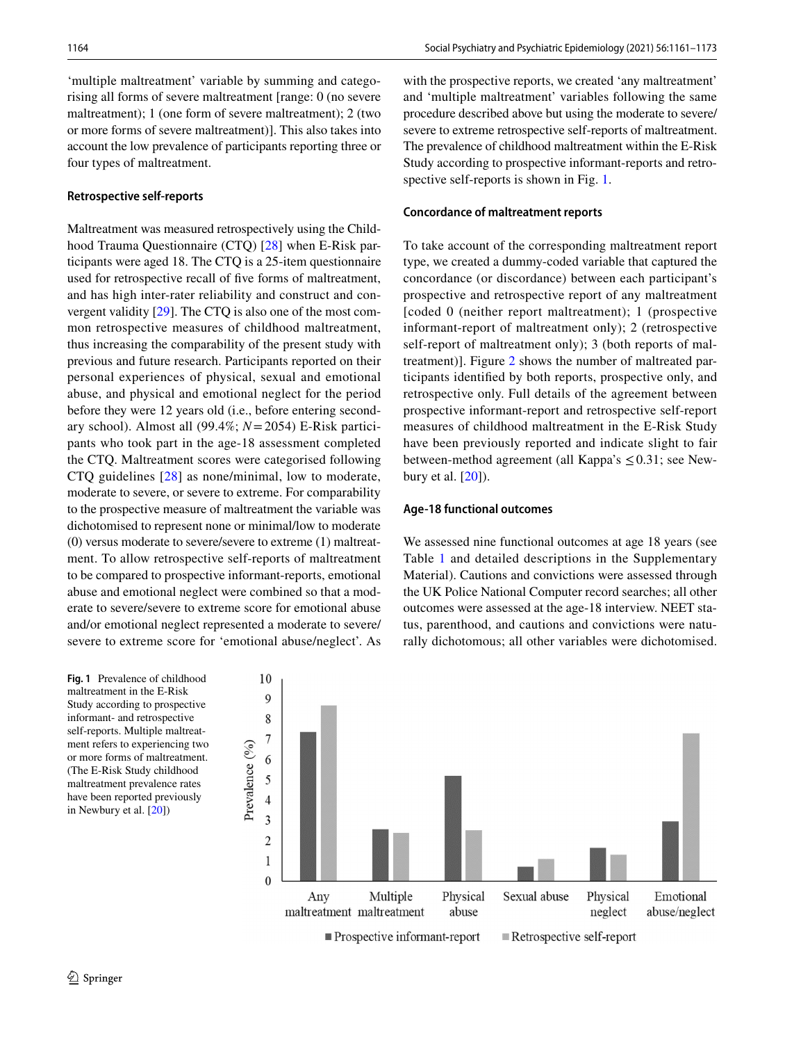'multiple maltreatment' variable by summing and categorising all forms of severe maltreatment [range: 0 (no severe maltreatment); 1 (one form of severe maltreatment); 2 (two or more forms of severe maltreatment)]. This also takes into account the low prevalence of participants reporting three or four types of maltreatment.

### Retrospective self-reports

Maltreatment was measured retrospectively using the Childhood Trauma Questionnaire (CTQ) [28] when E-Risk participants were aged 18. The CTQ is a 25-item questionnaire used for retrospective recall of five forms of maltreatment, and has high inter-rater reliability and construct and convergent validity [29]. The CTQ is also one of the most common retrospective measures of childhood maltreatment, thus increasing the comparability of the present study with previous and future research. Participants reported on their personal experiences of physical, sexual and emotional abuse, and physical and emotional neglect for the period before they were 12 years old (i.e., before entering secondary school). Almost all (99.4%; $N=2054$) E-Risk participants who took part in the age-18 assessment completed the CTQ. Maltreatment scores were categorised following CTQ guidelines [28] as none/minimal, low to moderate, moderate to severe, or severe to extreme. For comparability to the prospective measure of maltreatment the variable was dichotomised to represent none or minimal/low to moderate (0) versus moderate to severe/severe to extreme (1) maltreatment. To allow retrospective self-reports of maltreatment to be compared to prospective informant-reports, emotional abuse and emotional neglect were combined so that a moderate to severe/severe to extreme score for emotional abuse and/or emotional neglect represented a moderate to severe/severe to extreme score for 'emotional abuse/neglect'. As with the prospective reports, we created 'any maltreatment' and 'multiple maltreatment' variables following the same procedure described above but using the moderate to severe/severe to extreme retrospective self-reports of maltreatment. The prevalence of childhood maltreatment within the E-Risk Study according to prospective informant-reports and retrospective self-reports is shown in Fig. 1.

### Concordance of maltreatment reports

To take account of the corresponding maltreatment report type, we created a dummy-coded variable that captured the concordance (or discordance) between each participant's prospective and retrospective report of any maltreatment [coded 0 (neither report maltreatment); 1 (prospective informant-report of maltreatment only); 2 (retrospective self-report of maltreatment only); 3 (both reports of maltreatment)]. Figure 2 shows the number of maltreated participants identified by both reports, prospective only, and retrospective only. Full details of the agreement between prospective informant-report and retrospective self-report measures of childhood maltreatment in the E-Risk Study have been previously reported and indicate slight to fair between-method agreement (all Kappa's $\leq 0.31$; see Newbury et al. [20]).

### Age-18 functional outcomes

We assessed nine functional outcomes at age 18 years (see Table 1 and detailed descriptions in the Supplementary Material). Cautions and convictions were assessed through the UK Police National Computer record searches; all other outcomes were assessed at the age-18 interview. NEET status, parenthood, and cautions and convictions were naturally dichotomous; all other variables were dichotomised.

**Fig. 1** Prevalence of childhood maltreatment in the E-Risk Study according to prospective informant- and retrospective self-reports. Multiple maltreatment refers to experiencing two or more forms of maltreatment. (The E-Risk Study childhood maltreatment prevalence rates have been reported previously in Newbury et al. [20])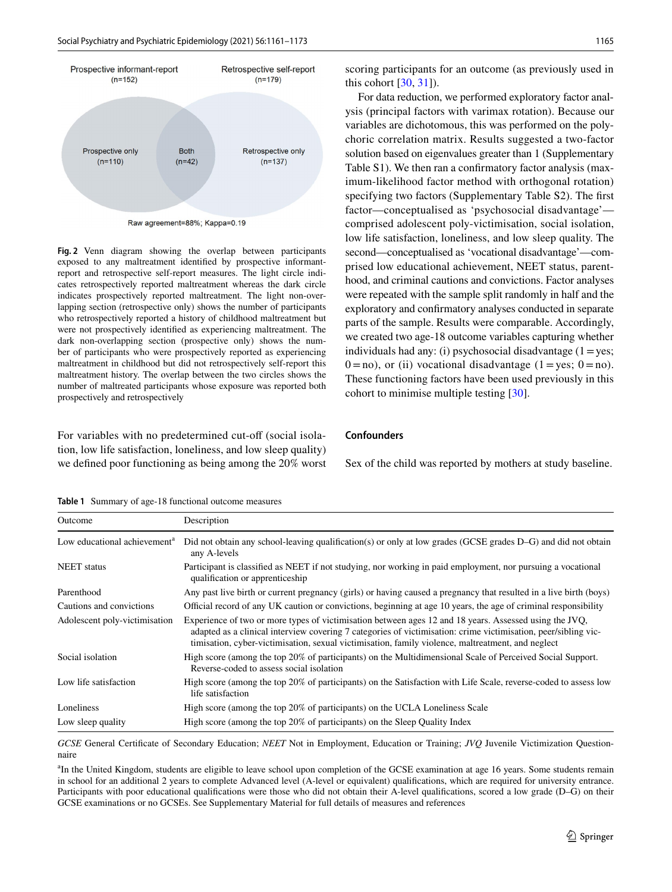Prospective informant-report (n=152)

Retrospective self-report (n=179)

Prospective only (n=110)

Both (n=42)

Retrospective only (n=137)

Raw agreement=88%; Kappa=0.19

**Fig. 2** Venn diagram showing the overlap between participants exposed to any maltreatment identified by prospective informant-report and retrospective self-report measures. The light circle indicates retrospectively reported maltreatment whereas the dark circle indicates prospectively reported maltreatment. The light non-overlapping section (retrospective only) shows the number of participants who retrospectively reported a history of childhood maltreatment but were not prospectively identified as experiencing maltreatment. The dark non-overlapping section (prospective only) shows the number of participants who were prospectively reported as experiencing maltreatment in childhood but did not retrospectively self-report this maltreatment history. The overlap between the two circles shows the number of maltreated participants whose exposure was reported both prospectively and retrospectively

For variables with no predetermined cut-off (social isolation, low life satisfaction, loneliness, and low sleep quality) we defined poor functioning as being among the 20% worst scoring participants for an outcome (as previously used in this cohort [30, 31]).

For data reduction, we performed exploratory factor analysis (principal factors with varimax rotation). Because our variables are dichotomous, this was performed on the polychoric correlation matrix. Results suggested a two-factor solution based on eigenvalues greater than 1 (Supplementary Table S1). We then ran a confirmatory factor analysis (maximum-likelihood factor method with orthogonal rotation) specifying two factors (Supplementary Table S2). The first factor—conceptualised as 'psychosocial disadvantage'—comprised adolescent poly-victimisation, social isolation, low life satisfaction, loneliness, and low sleep quality. The second—conceptualised as 'vocational disadvantage'—comprised low educational achievement, NEET status, parenthood, and criminal cautions and convictions. Factor analyses were repeated with the sample split randomly in half and the exploratory and confirmatory analyses conducted in separate parts of the sample. Results were comparable. Accordingly, we created two age-18 outcome variables capturing whether individuals had any: (i) psychosocial disadvantage (1 = yes; 0 = no), or (ii) vocational disadvantage (1 = yes; 0 = no). These functioning factors have been used previously in this cohort to minimise multiple testing [30].

### Confounders

Sex of the child was reported by mothers at study baseline.

**Table 1** Summary of age-18 functional outcome measures

| Outcome | Description |
|---|---|
| Low educational achievement[a] | Did not obtain any school-leaving qualification(s) or only at low grades (GCSE grades D–G) and did not obtain any A-levels |
| NEET status | Participant is classified as NEET if not studying, nor working in paid employment, nor pursuing a vocational qualification or apprenticeship |
| Parenthood | Any past live birth or current pregnancy (girls) or having caused a pregnancy that resulted in a live birth (boys) |
| Cautions and convictions | Official record of any UK caution or convictions, beginning at age 10 years, the age of criminal responsibility |
| Adolescent poly-victimisation | Experience of two or more types of victimisation between ages 12 and 18 years. Assessed using the JVQ, adapted as a clinical interview covering 7 categories of victimisation: crime victimisation, peer/sibling victimisation, cyber-victimisation, sexual victimisation, family violence, maltreatment, and neglect |
| Social isolation | High score (among the top 20% of participants) on the Multidimensional Scale of Perceived Social Support. Reverse-coded to assess social isolation |
| Low life satisfaction | High score (among the top 20% of participants) on the Satisfaction with Life Scale, reverse-coded to assess low life satisfaction |
| Loneliness | High score (among the top 20% of participants) on the UCLA Loneliness Scale |
| Low sleep quality | High score (among the top 20% of participants) on the Sleep Quality Index |

*GCSE* General Certificate of Secondary Education; *NEET* Not in Employment, Education or Training; *JVQ* Juvenile Victimization Questionnaire

[a]In the United Kingdom, students are eligible to leave school upon completion of the GCSE examination at age 16 years. Some students remain in school for an additional 2 years to complete Advanced level (A-level or equivalent) qualifications, which are required for university entrance. Participants with poor educational qualifications were those who did not obtain their A-level qualifications, scored a low grade (D–G) on their GCSE examinations or no GCSEs. See Supplementary Material for full details of measures and references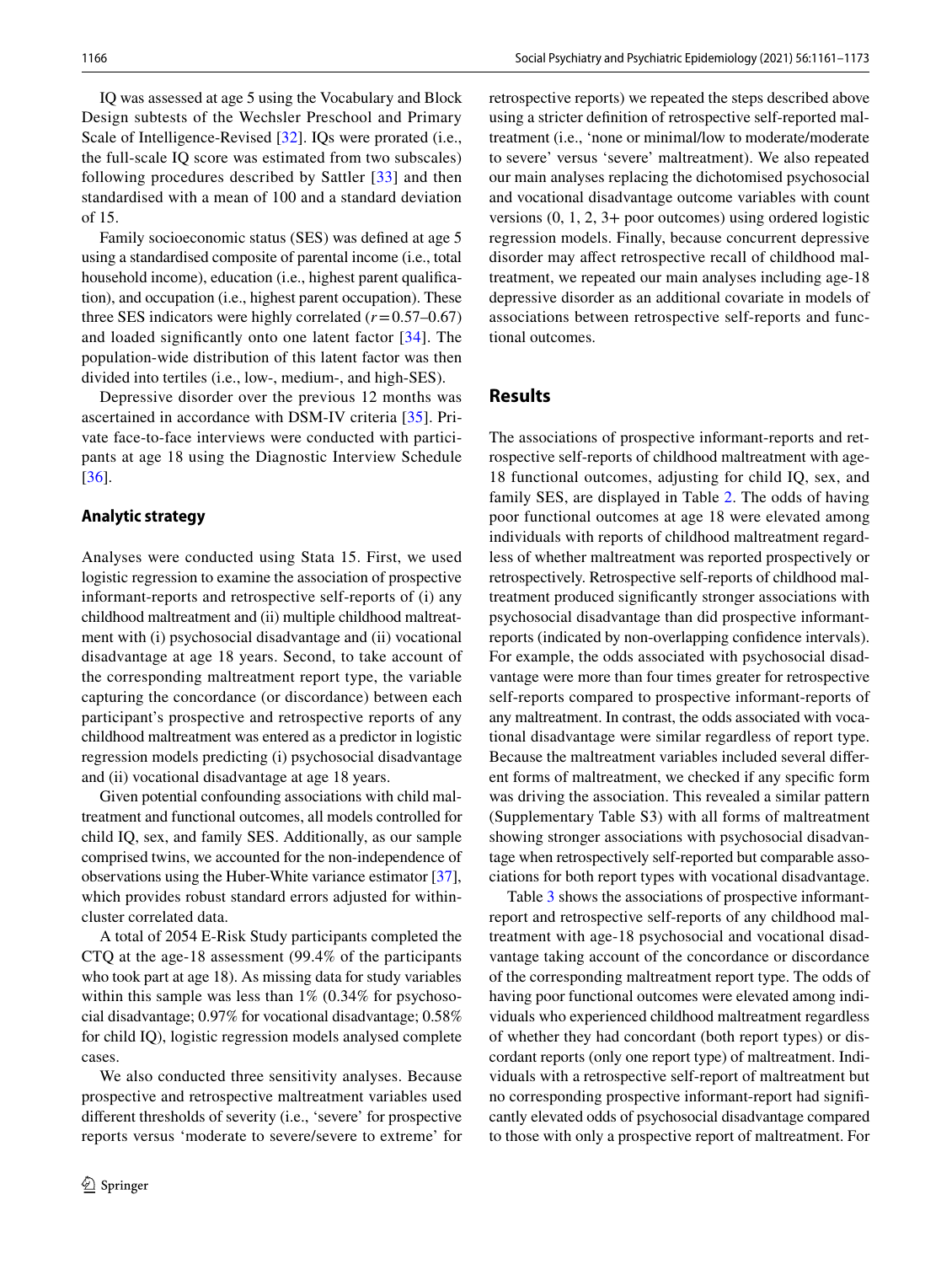IQ was assessed at age 5 using the Vocabulary and Block Design subtests of the Wechsler Preschool and Primary Scale of Intelligence-Revised [32]. IQs were prorated (i.e., the full-scale IQ score was estimated from two subscales) following procedures described by Sattler [33] and then standardised with a mean of 100 and a standard deviation of 15.

Family socioeconomic status (SES) was defined at age 5 using a standardised composite of parental income (i.e., total household income), education (i.e., highest parent qualification), and occupation (i.e., highest parent occupation). These three SES indicators were highly correlated ($r = 0.57$–$0.67$) and loaded significantly onto one latent factor [34]. The population-wide distribution of this latent factor was then divided into tertiles (i.e., low-, medium-, and high-SES).

Depressive disorder over the previous 12 months was ascertained in accordance with DSM-IV criteria [35]. Private face-to-face interviews were conducted with participants at age 18 using the Diagnostic Interview Schedule [36].

### Analytic strategy

Analyses were conducted using Stata 15. First, we used logistic regression to examine the association of prospective informant-reports and retrospective self-reports of (i) any childhood maltreatment and (ii) multiple childhood maltreatment with (i) psychosocial disadvantage and (ii) vocational disadvantage at age 18 years. Second, to take account of the corresponding maltreatment report type, the variable capturing the concordance (or discordance) between each participant's prospective and retrospective reports of any childhood maltreatment was entered as a predictor in logistic regression models predicting (i) psychosocial disadvantage and (ii) vocational disadvantage at age 18 years.

Given potential confounding associations with child maltreatment and functional outcomes, all models controlled for child IQ, sex, and family SES. Additionally, as our sample comprised twins, we accounted for the non-independence of observations using the Huber-White variance estimator [37], which provides robust standard errors adjusted for within-cluster correlated data.

A total of 2054 E-Risk Study participants completed the CTQ at the age-18 assessment (99.4% of the participants who took part at age 18). As missing data for study variables within this sample was less than 1% (0.34% for psychosocial disadvantage; 0.97% for vocational disadvantage; 0.58% for child IQ), logistic regression models analysed complete cases.

We also conducted three sensitivity analyses. Because prospective and retrospective maltreatment variables used different thresholds of severity (i.e., 'severe' for prospective reports versus 'moderate to severe/severe to extreme' for retrospective reports) we repeated the steps described above using a stricter definition of retrospective self-reported maltreatment (i.e., 'none or minimal/low to moderate/moderate to severe' versus 'severe' maltreatment). We also repeated our main analyses replacing the dichotomised psychosocial and vocational disadvantage outcome variables with count versions (0, 1, 2, 3+ poor outcomes) using ordered logistic regression models. Finally, because concurrent depressive disorder may affect retrospective recall of childhood maltreatment, we repeated our main analyses including age-18 depressive disorder as an additional covariate in models of associations between retrospective self-reports and functional outcomes.

## Results

The associations of prospective informant-reports and retrospective self-reports of childhood maltreatment with age-18 functional outcomes, adjusting for child IQ, sex, and family SES, are displayed in Table 2. The odds of having poor functional outcomes at age 18 were elevated among individuals with reports of childhood maltreatment regardless of whether maltreatment was reported prospectively or retrospectively. Retrospective self-reports of childhood maltreatment produced significantly stronger associations with psychosocial disadvantage than did prospective informant-reports (indicated by non-overlapping confidence intervals). For example, the odds associated with psychosocial disadvantage were more than four times greater for retrospective self-reports compared to prospective informant-reports of any maltreatment. In contrast, the odds associated with vocational disadvantage were similar regardless of report type. Because the maltreatment variables included several different forms of maltreatment, we checked if any specific form was driving the association. This revealed a similar pattern (Supplementary Table S3) with all forms of maltreatment showing stronger associations with psychosocial disadvantage when retrospectively self-reported but comparable associations for both report types with vocational disadvantage.

Table 3 shows the associations of prospective informant-report and retrospective self-reports of any childhood maltreatment with age-18 psychosocial and vocational disadvantage taking account of the concordance or discordance of the corresponding maltreatment report type. The odds of having poor functional outcomes were elevated among individuals who experienced childhood maltreatment regardless of whether they had concordant (both report types) or discordant reports (only one report type) of maltreatment. Individuals with a retrospective self-report of maltreatment but no corresponding prospective informant-report had significantly elevated odds of psychosocial disadvantage compared to those with only a prospective report of maltreatment. For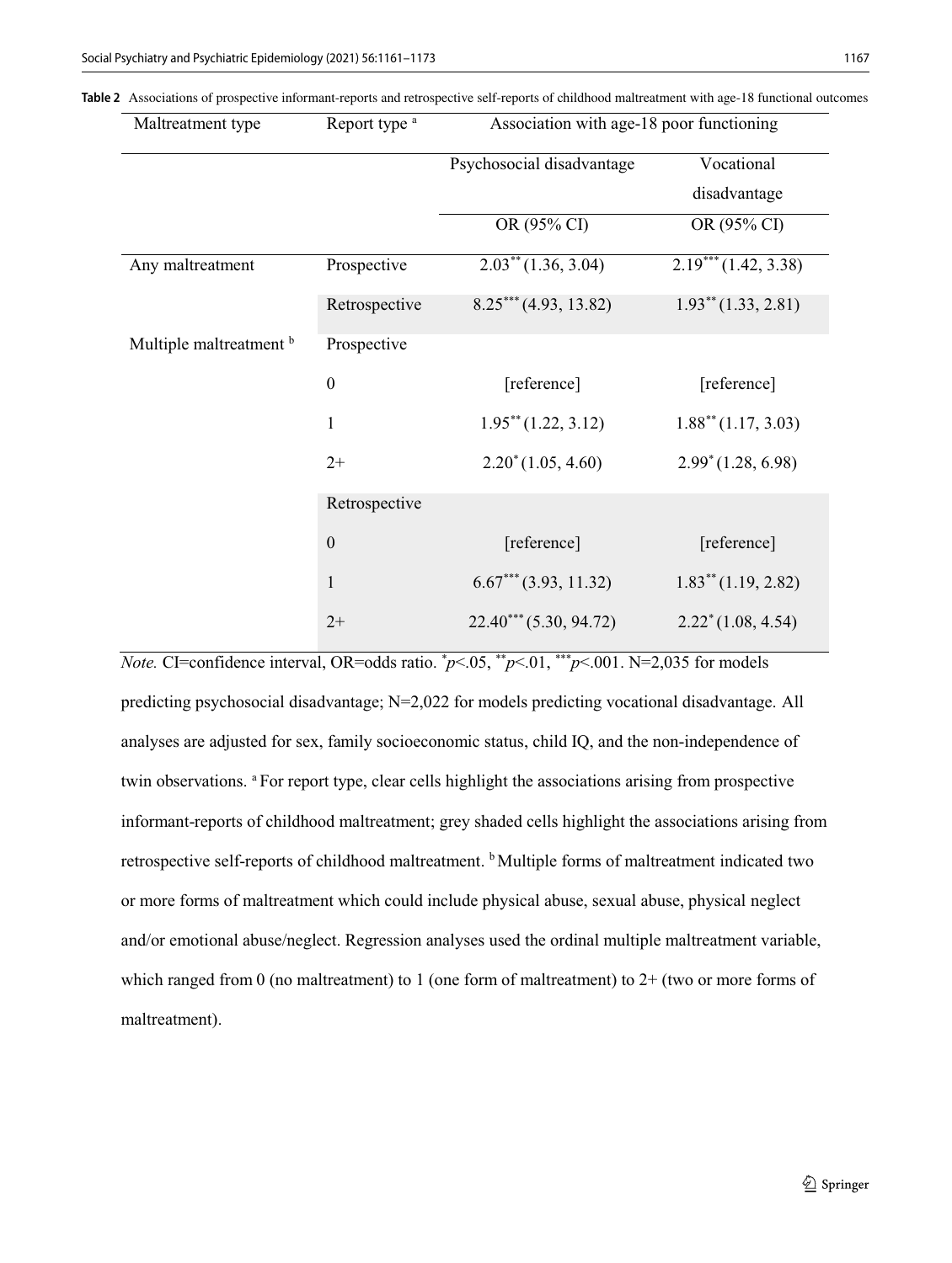**Table 2** Associations of prospective informant-reports and retrospective self-reports of childhood maltreatment with age-18 functional outcomes

| Maltreatment type | Report type [a] | Association with age-18 poor functioning | |
|---|---|---|---|
| | | Psychosocial disadvantage | Vocational disadvantage |
| | | OR (95% CI) | OR (95% CI) |
| Any maltreatment | Prospective | $2.03^{**}$ (1.36, 3.04) | $2.19^{***}$ (1.42, 3.38) |
| | Retrospective | $8.25^{***}$ (4.93, 13.82) | $1.93^{**}$ (1.33, 2.81) |
| Multiple maltreatment [b] | Prospective | | |
| | 0 | [reference] | [reference] |
| | 1 | $1.95^{**}$ (1.22, 3.12) | $1.88^{**}$ (1.17, 3.03) |
| | 2+ | $2.20^{*}$ (1.05, 4.60) | $2.99^{*}$ (1.28, 6.98) |
| | Retrospective | | |
| | 0 | [reference] | [reference] |
| | 1 | $6.67^{***}$ (3.93, 11.32) | $1.83^{**}$ (1.19, 2.82) |
| | 2+ | $22.40^{***}$ (5.30, 94.72) | $2.22^{*}$ (1.08, 4.54) |

*Note.* CI=confidence interval, OR=odds ratio. $^{*}p<.05$, $^{**}p<.01$, $^{***}p<.001$. N=2,035 for models predicting psychosocial disadvantage; N=2,022 for models predicting vocational disadvantage. All analyses are adjusted for sex, family socioeconomic status, child IQ, and the non-independence of twin observations. [a] For report type, clear cells highlight the associations arising from prospective informant-reports of childhood maltreatment; grey shaded cells highlight the associations arising from retrospective self-reports of childhood maltreatment. [b] Multiple forms of maltreatment indicated two or more forms of maltreatment which could include physical abuse, sexual abuse, physical neglect and/or emotional abuse/neglect. Regression analyses used the ordinal multiple maltreatment variable, which ranged from 0 (no maltreatment) to 1 (one form of maltreatment) to 2+ (two or more forms of maltreatment).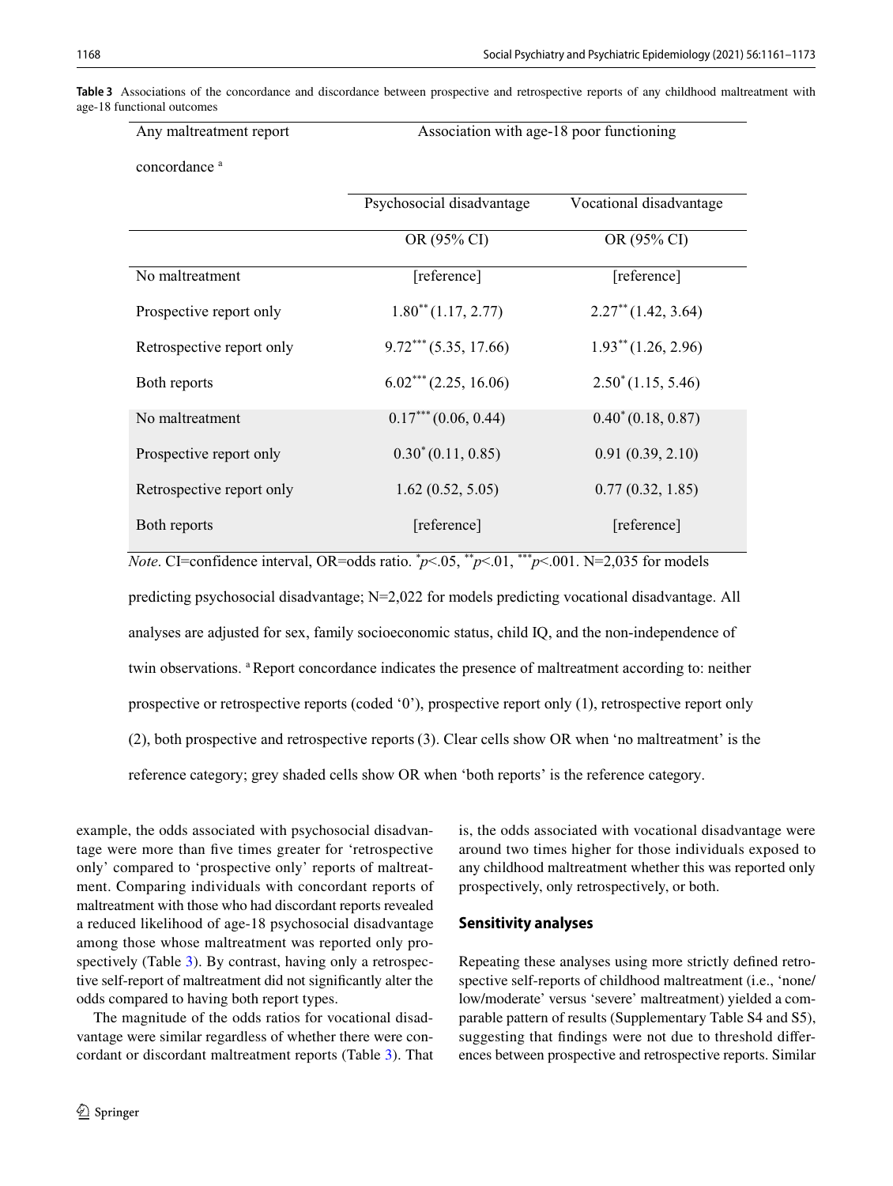**Table 3** Associations of the concordance and discordance between prospective and retrospective reports of any childhood maltreatment with age-18 functional outcomes

| Any maltreatment report concordance [a] | Association with age-18 poor functioning | |
|---|---|---|
| | Psychosocial disadvantage | Vocational disadvantage |
| | OR (95% CI) | OR (95% CI) |
| No maltreatment | [reference] | [reference] |
| Prospective report only | $1.80^{**}$ (1.17, 2.77) | $2.27^{**}$ (1.42, 3.64) |
| Retrospective report only | $9.72^{***}$ (5.35, 17.66) | $1.93^{**}$ (1.26, 2.96) |
| Both reports | $6.02^{***}$ (2.25, 16.06) | $2.50^{*}$ (1.15, 5.46) |
| No maltreatment | $0.17^{***}$ (0.06, 0.44) | $0.40^{*}$ (0.18, 0.87) |
| Prospective report only | $0.30^{*}$ (0.11, 0.85) | 0.91 (0.39, 2.10) |
| Retrospective report only | 1.62 (0.52, 5.05) | 0.77 (0.32, 1.85) |
| Both reports | [reference] | [reference] |

*Note*. CI=confidence interval, OR=odds ratio. $^{*}p<.05$, $^{**}p<.01$, $^{***}p<.001$. N=2,035 for models predicting psychosocial disadvantage; N=2,022 for models predicting vocational disadvantage. All analyses are adjusted for sex, family socioeconomic status, child IQ, and the non-independence of twin observations. [a] Report concordance indicates the presence of maltreatment according to: neither prospective or retrospective reports (coded '0'), prospective report only (1), retrospective report only (2), both prospective and retrospective reports (3). Clear cells show OR when 'no maltreatment' is the reference category; grey shaded cells show OR when 'both reports' is the reference category.

example, the odds associated with psychosocial disadvantage were more than five times greater for 'retrospective only' compared to 'prospective only' reports of maltreatment. Comparing individuals with concordant reports of maltreatment with those who had discordant reports revealed a reduced likelihood of age-18 psychosocial disadvantage among those whose maltreatment was reported only prospectively (Table 3). By contrast, having only a retrospective self-report of maltreatment did not significantly alter the odds compared to having both report types.

The magnitude of the odds ratios for vocational disadvantage were similar regardless of whether there were concordant or discordant maltreatment reports (Table 3). That is, the odds associated with vocational disadvantage were around two times higher for those individuals exposed to any childhood maltreatment whether this was reported only prospectively, only retrospectively, or both.

### Sensitivity analyses

Repeating these analyses using more strictly defined retrospective self-reports of childhood maltreatment (i.e., 'none/low/moderate' versus 'severe' maltreatment) yielded a comparable pattern of results (Supplementary Table S4 and S5), suggesting that findings were not due to threshold differences between prospective and retrospective reports. Similar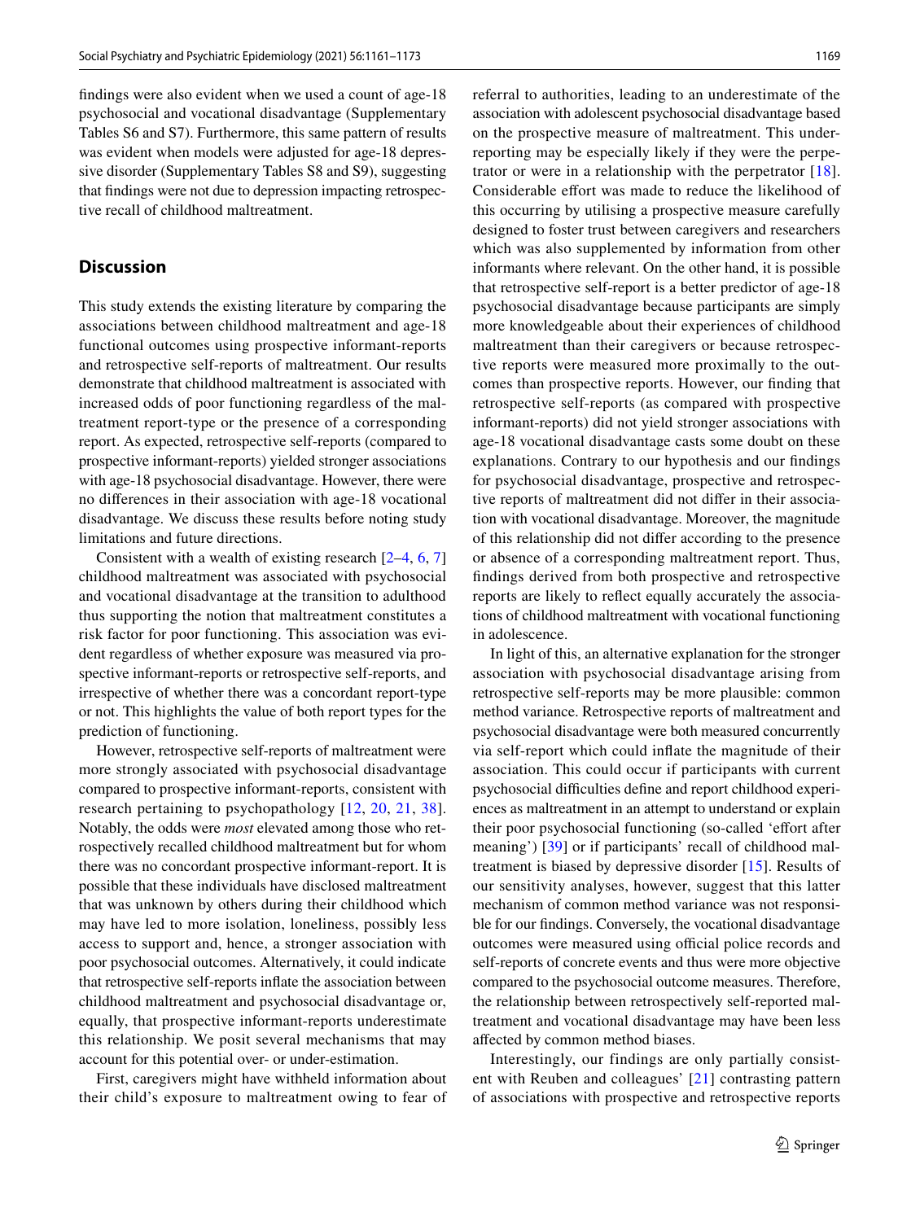findings were also evident when we used a count of age-18 psychosocial and vocational disadvantage (Supplementary Tables S6 and S7). Furthermore, this same pattern of results was evident when models were adjusted for age-18 depressive disorder (Supplementary Tables S8 and S9), suggesting that findings were not due to depression impacting retrospective recall of childhood maltreatment.

## Discussion

This study extends the existing literature by comparing the associations between childhood maltreatment and age-18 functional outcomes using prospective informant-reports and retrospective self-reports of maltreatment. Our results demonstrate that childhood maltreatment is associated with increased odds of poor functioning regardless of the maltreatment report-type or the presence of a corresponding report. As expected, retrospective self-reports (compared to prospective informant-reports) yielded stronger associations with age-18 psychosocial disadvantage. However, there were no differences in their association with age-18 vocational disadvantage. We discuss these results before noting study limitations and future directions.

Consistent with a wealth of existing research [2–4, 6, 7] childhood maltreatment was associated with psychosocial and vocational disadvantage at the transition to adulthood thus supporting the notion that maltreatment constitutes a risk factor for poor functioning. This association was evident regardless of whether exposure was measured via prospective informant-reports or retrospective self-reports, and irrespective of whether there was a concordant report-type or not. This highlights the value of both report types for the prediction of functioning.

However, retrospective self-reports of maltreatment were more strongly associated with psychosocial disadvantage compared to prospective informant-reports, consistent with research pertaining to psychopathology [12, 20, 21, 38]. Notably, the odds were *most* elevated among those who retrospectively recalled childhood maltreatment but for whom there was no concordant prospective informant-report. It is possible that these individuals have disclosed maltreatment that was unknown by others during their childhood which may have led to more isolation, loneliness, possibly less access to support and, hence, a stronger association with poor psychosocial outcomes. Alternatively, it could indicate that retrospective self-reports inflate the association between childhood maltreatment and psychosocial disadvantage or, equally, that prospective informant-reports underestimate this relationship. We posit several mechanisms that may account for this potential over- or under-estimation.

First, caregivers might have withheld information about their child's exposure to maltreatment owing to fear of referral to authorities, leading to an underestimate of the association with adolescent psychosocial disadvantage based on the prospective measure of maltreatment. This underreporting may be especially likely if they were the perpetrator or were in a relationship with the perpetrator [18]. Considerable effort was made to reduce the likelihood of this occurring by utilising a prospective measure carefully designed to foster trust between caregivers and researchers which was also supplemented by information from other informants where relevant. On the other hand, it is possible that retrospective self-report is a better predictor of age-18 psychosocial disadvantage because participants are simply more knowledgeable about their experiences of childhood maltreatment than their caregivers or because retrospective reports were measured more proximally to the outcomes than prospective reports. However, our finding that retrospective self-reports (as compared with prospective informant-reports) did not yield stronger associations with age-18 vocational disadvantage casts some doubt on these explanations. Contrary to our hypothesis and our findings for psychosocial disadvantage, prospective and retrospective reports of maltreatment did not differ in their association with vocational disadvantage. Moreover, the magnitude of this relationship did not differ according to the presence or absence of a corresponding maltreatment report. Thus, findings derived from both prospective and retrospective reports are likely to reflect equally accurately the associations of childhood maltreatment with vocational functioning in adolescence.

In light of this, an alternative explanation for the stronger association with psychosocial disadvantage arising from retrospective self-reports may be more plausible: common method variance. Retrospective reports of maltreatment and psychosocial disadvantage were both measured concurrently via self-report which could inflate the magnitude of their association. This could occur if participants with current psychosocial difficulties define and report childhood experiences as maltreatment in an attempt to understand or explain their poor psychosocial functioning (so-called 'effort after meaning') [39] or if participants' recall of childhood maltreatment is biased by depressive disorder [15]. Results of our sensitivity analyses, however, suggest that this latter mechanism of common method variance was not responsible for our findings. Conversely, the vocational disadvantage outcomes were measured using official police records and self-reports of concrete events and thus were more objective compared to the psychosocial outcome measures. Therefore, the relationship between retrospectively self-reported maltreatment and vocational disadvantage may have been less affected by common method biases.

Interestingly, our findings are only partially consistent with Reuben and colleagues' [21] contrasting pattern of associations with prospective and retrospective reports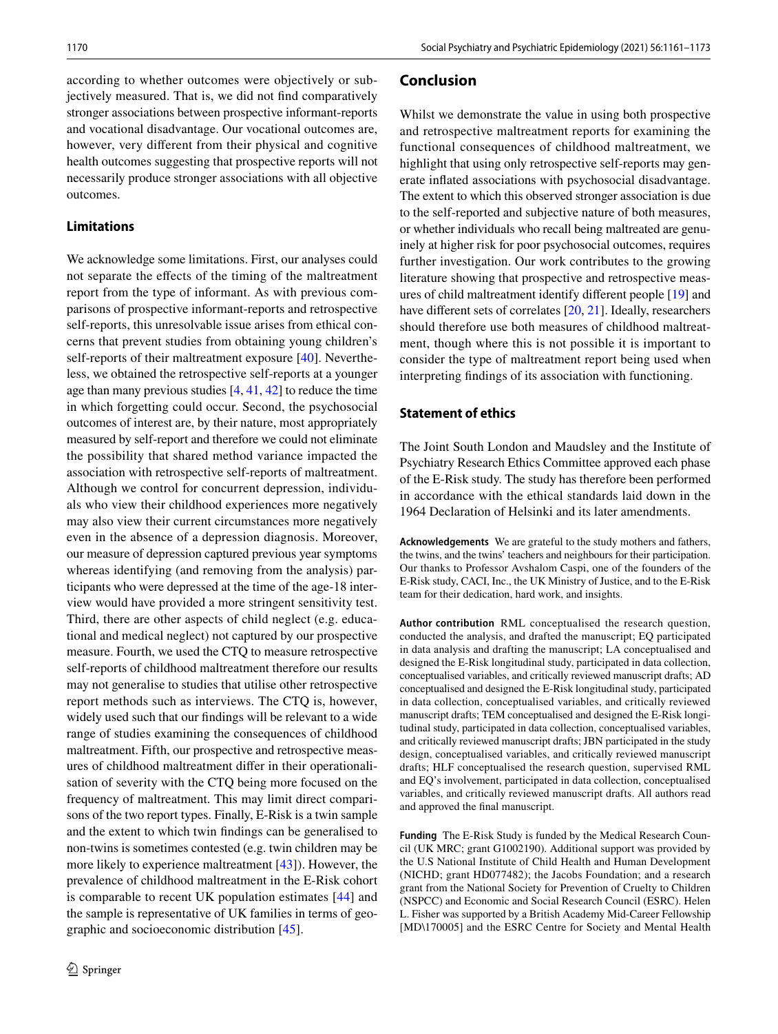according to whether outcomes were objectively or subjectively measured. That is, we did not find comparatively stronger associations between prospective informant-reports and vocational disadvantage. Our vocational outcomes are, however, very different from their physical and cognitive health outcomes suggesting that prospective reports will not necessarily produce stronger associations with all objective outcomes.

### Limitations

We acknowledge some limitations. First, our analyses could not separate the effects of the timing of the maltreatment report from the type of informant. As with previous comparisons of prospective informant-reports and retrospective self-reports, this unresolvable issue arises from ethical concerns that prevent studies from obtaining young children's self-reports of their maltreatment exposure [40]. Nevertheless, we obtained the retrospective self-reports at a younger age than many previous studies [4, 41, 42] to reduce the time in which forgetting could occur. Second, the psychosocial outcomes of interest are, by their nature, most appropriately measured by self-report and therefore we could not eliminate the possibility that shared method variance impacted the association with retrospective self-reports of maltreatment. Although we control for concurrent depression, individuals who view their childhood experiences more negatively may also view their current circumstances more negatively even in the absence of a depression diagnosis. Moreover, our measure of depression captured previous year symptoms whereas identifying (and removing from the analysis) participants who were depressed at the time of the age-18 interview would have provided a more stringent sensitivity test. Third, there are other aspects of child neglect (e.g. educational and medical neglect) not captured by our prospective measure. Fourth, we used the CTQ to measure retrospective self-reports of childhood maltreatment therefore our results may not generalise to studies that utilise other retrospective report methods such as interviews. The CTQ is, however, widely used such that our findings will be relevant to a wide range of studies examining the consequences of childhood maltreatment. Fifth, our prospective and retrospective measures of childhood maltreatment differ in their operationalisation of severity with the CTQ being more focused on the frequency of maltreatment. This may limit direct comparisons of the two report types. Finally, E-Risk is a twin sample and the extent to which twin findings can be generalised to non-twins is sometimes contested (e.g. twin children may be more likely to experience maltreatment [43]). However, the prevalence of childhood maltreatment in the E-Risk cohort is comparable to recent UK population estimates [44] and the sample is representative of UK families in terms of geographic and socioeconomic distribution [45].

## Conclusion

Whilst we demonstrate the value in using both prospective and retrospective maltreatment reports for examining the functional consequences of childhood maltreatment, we highlight that using only retrospective self-reports may generate inflated associations with psychosocial disadvantage. The extent to which this observed stronger association is due to the self-reported and subjective nature of both measures, or whether individuals who recall being maltreated are genuinely at higher risk for poor psychosocial outcomes, requires further investigation. Our work contributes to the growing literature showing that prospective and retrospective measures of child maltreatment identify different people [19] and have different sets of correlates [20, 21]. Ideally, researchers should therefore use both measures of childhood maltreatment, though where this is not possible it is important to consider the type of maltreatment report being used when interpreting findings of its association with functioning.

### Statement of ethics

The Joint South London and Maudsley and the Institute of Psychiatry Research Ethics Committee approved each phase of the E-Risk study. The study has therefore been performed in accordance with the ethical standards laid down in the 1964 Declaration of Helsinki and its later amendments.

**Acknowledgements** We are grateful to the study mothers and fathers, the twins, and the twins' teachers and neighbours for their participation. Our thanks to Professor Avshalom Caspi, one of the founders of the E-Risk study, CACI, Inc., the UK Ministry of Justice, and to the E-Risk team for their dedication, hard work, and insights.

**Author contribution** RML conceptualised the research question, conducted the analysis, and drafted the manuscript; EQ participated in data analysis and drafting the manuscript; LA conceptualised and designed the E-Risk longitudinal study, participated in data collection, conceptualised variables, and critically reviewed manuscript drafts; AD conceptualised and designed the E-Risk longitudinal study, participated in data collection, conceptualised variables, and critically reviewed manuscript drafts; TEM conceptualised and designed the E-Risk longitudinal study, participated in data collection, conceptualised variables, and critically reviewed manuscript drafts; JBN participated in the study design, conceptualised variables, and critically reviewed manuscript drafts; HLF conceptualised the research question, supervised RML and EQ's involvement, participated in data collection, conceptualised variables, and critically reviewed manuscript drafts. All authors read and approved the final manuscript.

**Funding** The E-Risk Study is funded by the Medical Research Council (UK MRC; grant G1002190). Additional support was provided by the U.S National Institute of Child Health and Human Development (NICHD; grant HD077482); the Jacobs Foundation; and a research grant from the National Society for Prevention of Cruelty to Children (NSPCC) and Economic and Social Research Council (ESRC). Helen L. Fisher was supported by a British Academy Mid-Career Fellowship [MD\170005] and the ESRC Centre for Society and Mental Health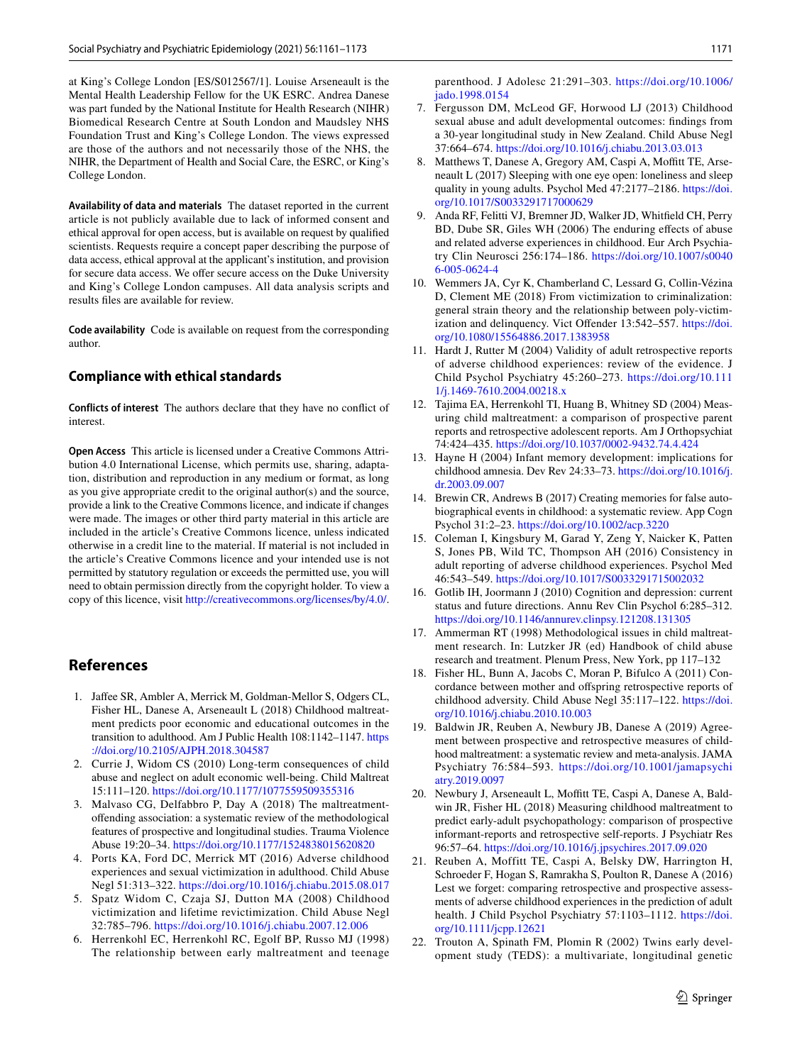at King's College London [ES/S012567/1]. Louise Arseneault is the Mental Health Leadership Fellow for the UK ESRC. Andrea Danese was part funded by the National Institute for Health Research (NIHR) Biomedical Research Centre at South London and Maudsley NHS Foundation Trust and King's College London. The views expressed are those of the authors and not necessarily those of the NHS, the NIHR, the Department of Health and Social Care, the ESRC, or King's College London.

**Availability of data and materials** The dataset reported in the current article is not publicly available due to lack of informed consent and ethical approval for open access, but is available on request by qualified scientists. Requests require a concept paper describing the purpose of data access, ethical approval at the applicant's institution, and provision for secure data access. We offer secure access on the Duke University and King's College London campuses. All data analysis scripts and results files are available for review.

**Code availability** Code is available on request from the corresponding author.

## Compliance with ethical standards

**Conflicts of interest** The authors declare that they have no conflict of interest.

**Open Access** This article is licensed under a Creative Commons Attribution 4.0 International License, which permits use, sharing, adaptation, distribution and reproduction in any medium or format, as long as you give appropriate credit to the original author(s) and the source, provide a link to the Creative Commons licence, and indicate if changes were made. The images or other third party material in this article are included in the article's Creative Commons licence, unless indicated otherwise in a credit line to the material. If material is not included in the article's Creative Commons licence and your intended use is not permitted by statutory regulation or exceeds the permitted use, you will need to obtain permission directly from the copyright holder. To view a copy of this licence, visit http://creativecommons.org/licenses/by/4.0/.

## References

1. Jaffee SR, Ambler A, Merrick M, Goldman-Mellor S, Odgers CL, Fisher HL, Danese A, Arseneault L (2018) Childhood maltreatment predicts poor economic and educational outcomes in the transition to adulthood. Am J Public Health 108:1142–1147. https://doi.org/10.2105/AJPH.2018.304587
2. Currie J, Widom CS (2010) Long-term consequences of child abuse and neglect on adult economic well-being. Child Maltreat 15:111–120. https://doi.org/10.1177/1077559509355316
3. Malvaso CG, Delfabbro P, Day A (2018) The maltreatment-offending association: a systematic review of the methodological features of prospective and longitudinal studies. Trauma Violence Abuse 19:20–34. https://doi.org/10.1177/1524838015620820
4. Ports KA, Ford DC, Merrick MT (2016) Adverse childhood experiences and sexual victimization in adulthood. Child Abuse Negl 51:313–322. https://doi.org/10.1016/j.chiabu.2015.08.017
5. Spatz Widom C, Czaja SJ, Dutton MA (2008) Childhood victimization and lifetime revictimization. Child Abuse Negl 32:785–796. https://doi.org/10.1016/j.chiabu.2007.12.006
6. Herrenkohl EC, Herrenkohl RC, Egolf BP, Russo MJ (1998) The relationship between early maltreatment and teenage parenthood. J Adolesc 21:291–303. https://doi.org/10.1006/jado.1998.0154
7. Fergusson DM, McLeod GF, Horwood LJ (2013) Childhood sexual abuse and adult developmental outcomes: findings from a 30-year longitudinal study in New Zealand. Child Abuse Negl 37:664–674. https://doi.org/10.1016/j.chiabu.2013.03.013
8. Matthews T, Danese A, Gregory AM, Caspi A, Moffitt TE, Arseneault L (2017) Sleeping with one eye open: loneliness and sleep quality in young adults. Psychol Med 47:2177–2186. https://doi.org/10.1017/S0033291717000629
9. Anda RF, Felitti VJ, Bremner JD, Walker JD, Whitfield CH, Perry BD, Dube SR, Giles WH (2006) The enduring effects of abuse and related adverse experiences in childhood. Eur Arch Psychiatry Clin Neurosci 256:174–186. https://doi.org/10.1007/s00406-005-0624-4
10. Wemmers JA, Cyr K, Chamberland C, Lessard G, Collin-Vézina D, Clement ME (2018) From victimization to criminalization: general strain theory and the relationship between poly-victimization and delinquency. Vict Offender 13:542–557. https://doi.org/10.1080/15564886.2017.1383958
11. Hardt J, Rutter M (2004) Validity of adult retrospective reports of adverse childhood experiences: review of the evidence. J Child Psychol Psychiatry 45:260–273. https://doi.org/10.1111/j.1469-7610.2004.00218.x
12. Tajima EA, Herrenkohl TI, Huang B, Whitney SD (2004) Measuring child maltreatment: a comparison of prospective parent reports and retrospective adolescent reports. Am J Orthopsychiat 74:424–435. https://doi.org/10.1037/0002-9432.74.4.424
13. Hayne H (2004) Infant memory development: implications for childhood amnesia. Dev Rev 24:33–73. https://doi.org/10.1016/j.dr.2003.09.007
14. Brewin CR, Andrews B (2017) Creating memories for false autobiographical events in childhood: a systematic review. App Cogn Psychol 31:2–23. https://doi.org/10.1002/acp.3220
15. Coleman I, Kingsbury M, Garad Y, Zeng Y, Naicker K, Patten S, Jones PB, Wild TC, Thompson AH (2016) Consistency in adult reporting of adverse childhood experiences. Psychol Med 46:543–549. https://doi.org/10.1017/S0033291715002032
16. Gotlib IH, Joormann J (2010) Cognition and depression: current status and future directions. Annu Rev Clin Psychol 6:285–312. https://doi.org/10.1146/annurev.clinpsy.121208.131305
17. Ammerman RT (1998) Methodological issues in child maltreatment research. In: Lutzker JR (ed) Handbook of child abuse research and treatment. Plenum Press, New York, pp 117–132
18. Fisher HL, Bunn A, Jacobs C, Moran P, Bifulco A (2011) Concordance between mother and offspring retrospective reports of childhood adversity. Child Abuse Negl 35:117–122. https://doi.org/10.1016/j.chiabu.2010.10.003
19. Baldwin JR, Reuben A, Newbury JB, Danese A (2019) Agreement between prospective and retrospective measures of childhood maltreatment: a systematic review and meta-analysis. JAMA Psychiatry 76:584–593. https://doi.org/10.1001/jamapsychiatry.2019.0097
20. Newbury J, Arseneault L, Moffitt TE, Caspi A, Danese A, Baldwin JR, Fisher HL (2018) Measuring childhood maltreatment to predict early-adult psychopathology: comparison of prospective informant-reports and retrospective self-reports. J Psychiatr Res 96:57–64. https://doi.org/10.1016/j.jpsychires.2017.09.020
21. Reuben A, Moffitt TE, Caspi A, Belsky DW, Harrington H, Schroeder F, Hogan S, Ramrakha S, Poulton R, Danese A (2016) Lest we forget: comparing retrospective and prospective assessments of adverse childhood experiences in the prediction of adult health. J Child Psychol Psychiatry 57:1103–1112. https://doi.org/10.1111/jcpp.12621
22. Trouton A, Spinath FM, Plomin R (2002) Twins early development study (TEDS): a multivariate, longitudinal genetic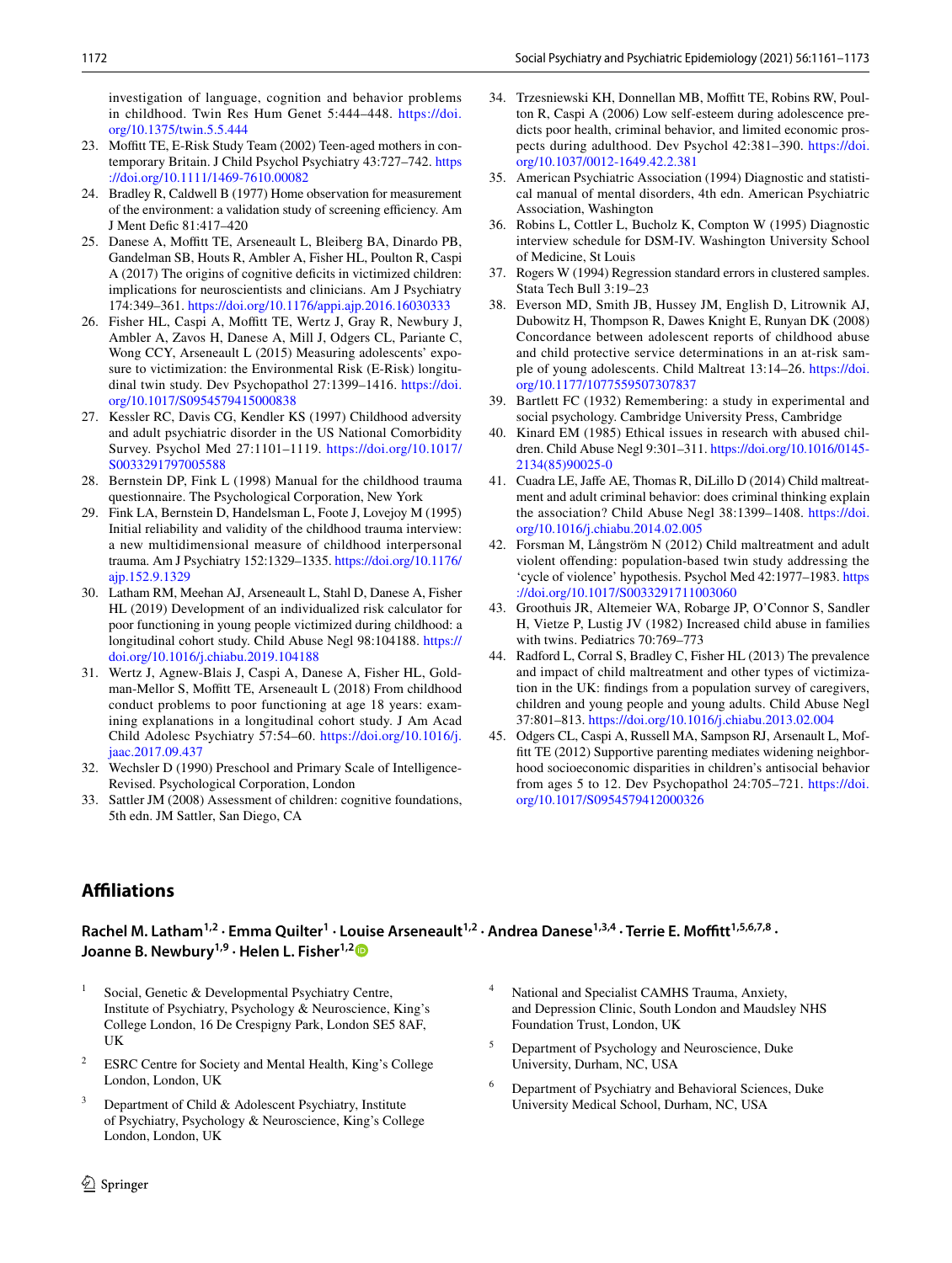investigation of language, cognition and behavior problems in childhood. Twin Res Hum Genet 5:444–448. https://doi.org/10.1375/twin.5.5.444

23. Moffitt TE, E-Risk Study Team (2002) Teen-aged mothers in contemporary Britain. J Child Psychol Psychiatry 43:727–742. https://doi.org/10.1111/1469-7610.00082
24. Bradley R, Caldwell B (1977) Home observation for measurement of the environment: a validation study of screening efficiency. Am J Ment Defic 81:417–420
25. Danese A, Moffitt TE, Arseneault L, Bleiberg BA, Dinardo PB, Gandelman SB, Houts R, Ambler A, Fisher HL, Poulton R, Caspi A (2017) The origins of cognitive deficits in victimized children: implications for neuroscientists and clinicians. Am J Psychiatry 174:349–361. https://doi.org/10.1176/appi.ajp.2016.16030333
26. Fisher HL, Caspi A, Moffitt TE, Wertz J, Gray R, Newbury J, Ambler A, Zavos H, Danese A, Mill J, Odgers CL, Pariante C, Wong CCY, Arseneault L (2015) Measuring adolescents' exposure to victimization: the Environmental Risk (E-Risk) longitudinal twin study. Dev Psychopathol 27:1399–1416. https://doi.org/10.1017/S0954579415000838
27. Kessler RC, Davis CG, Kendler KS (1997) Childhood adversity and adult psychiatric disorder in the US National Comorbidity Survey. Psychol Med 27:1101–1119. https://doi.org/10.1017/S0033291797005588
28. Bernstein DP, Fink L (1998) Manual for the childhood trauma questionnaire. The Psychological Corporation, New York
29. Fink LA, Bernstein D, Handelsman L, Foote J, Lovejoy M (1995) Initial reliability and validity of the childhood trauma interview: a new multidimensional measure of childhood interpersonal trauma. Am J Psychiatry 152:1329–1335. https://doi.org/10.1176/ajp.152.9.1329
30. Latham RM, Meehan AJ, Arseneault L, Stahl D, Danese A, Fisher HL (2019) Development of an individualized risk calculator for poor functioning in young people victimized during childhood: a longitudinal cohort study. Child Abuse Negl 98:104188. https://doi.org/10.1016/j.chiabu.2019.104188
31. Wertz J, Agnew-Blais J, Caspi A, Danese A, Fisher HL, Goldman-Mellor S, Moffitt TE, Arseneault L (2018) From childhood conduct problems to poor functioning at age 18 years: examining explanations in a longitudinal cohort study. J Am Acad Child Adolesc Psychiatry 57:54–60. https://doi.org/10.1016/j.jaac.2017.09.437
32. Wechsler D (1990) Preschool and Primary Scale of Intelligence-Revised. Psychological Corporation, London
33. Sattler JM (2008) Assessment of children: cognitive foundations, 5th edn. JM Sattler, San Diego, CA
34. Trzesniewski KH, Donnellan MB, Moffitt TE, Robins RW, Poulton R, Caspi A (2006) Low self-esteem during adolescence predicts poor health, criminal behavior, and limited economic prospects during adulthood. Dev Psychol 42:381–390. https://doi.org/10.1037/0012-1649.42.2.381
35. American Psychiatric Association (1994) Diagnostic and statistical manual of mental disorders, 4th edn. American Psychiatric Association, Washington
36. Robins L, Cottler L, Bucholz K, Compton W (1995) Diagnostic interview schedule for DSM-IV. Washington University School of Medicine, St Louis
37. Rogers W (1994) Regression standard errors in clustered samples. Stata Tech Bull 3:19–23
38. Everson MD, Smith JB, Hussey JM, English D, Litrownik AJ, Dubowitz H, Thompson R, Dawes Knight E, Runyan DK (2008) Concordance between adolescent reports of childhood abuse and child protective service determinations in an at-risk sample of young adolescents. Child Maltreat 13:14–26. https://doi.org/10.1177/1077559507307837
39. Bartlett FC (1932) Remembering: a study in experimental and social psychology. Cambridge University Press, Cambridge
40. Kinard EM (1985) Ethical issues in research with abused children. Child Abuse Negl 9:301–311. https://doi.org/10.1016/0145-2134(85)90025-0
41. Cuadra LE, Jaffe AE, Thomas R, DiLillo D (2014) Child maltreatment and adult criminal behavior: does criminal thinking explain the association? Child Abuse Negl 38:1399–1408. https://doi.org/10.1016/j.chiabu.2014.02.005
42. Forsman M, Långström N (2012) Child maltreatment and adult violent offending: population-based twin study addressing the 'cycle of violence' hypothesis. Psychol Med 42:1977–1983. https://doi.org/10.1017/S0033291711003060
43. Groothuis JR, Altemeier WA, Robarge JP, O'Connor S, Sandler H, Vietze P, Lustig JV (1982) Increased child abuse in families with twins. Pediatrics 70:769–773
44. Radford L, Corral S, Bradley C, Fisher HL (2013) The prevalence and impact of child maltreatment and other types of victimization in the UK: findings from a population survey of caregivers, children and young people and young adults. Child Abuse Negl 37:801–813. https://doi.org/10.1016/j.chiabu.2013.02.004
45. Odgers CL, Caspi A, Russell MA, Sampson RJ, Arsenault L, Moffitt TE (2012) Supportive parenting mediates widening neighborhood socioeconomic disparities in children's antisocial behavior from ages 5 to 12. Dev Psychopathol 24:705–721. https://doi.org/10.1017/S0954579412000326

## Affiliations

**Rachel M. Latham[1,2] · Emma Quilter[1] · Louise Arseneault[1,2] · Andrea Danese[1,3,4] · Terrie E. Moffitt[1,5,6,7,8] · Joanne B. Newbury[1,9] · Helen L. Fisher[1,2]**

[1] Social, Genetic & Developmental Psychiatry Centre, Institute of Psychiatry, Psychology & Neuroscience, King's College London, 16 De Crespigny Park, London SE5 8AF, UK

[2] ESRC Centre for Society and Mental Health, King's College London, London, UK

[3] Department of Child & Adolescent Psychiatry, Institute of Psychiatry, Psychology & Neuroscience, King's College London, London, UK

[4] National and Specialist CAMHS Trauma, Anxiety, and Depression Clinic, South London and Maudsley NHS Foundation Trust, London, UK

[5] Department of Psychology and Neuroscience, Duke University, Durham, NC, USA

[6] Department of Psychiatry and Behavioral Sciences, Duke University Medical School, Durham, NC, USA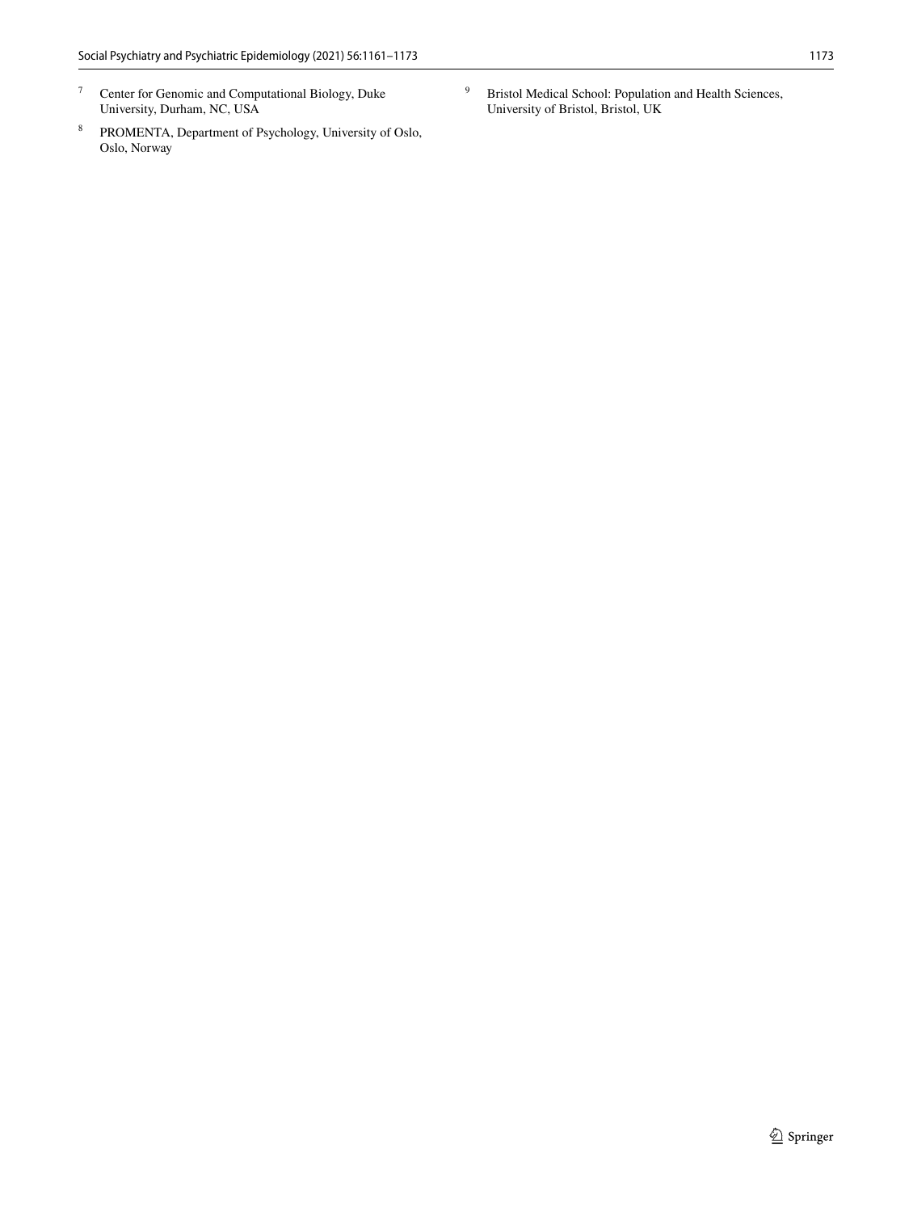[7] Center for Genomic and Computational Biology, Duke University, Durham, NC, USA

[8] PROMENTA, Department of Psychology, University of Oslo, Oslo, Norway

[9] Bristol Medical School: Population and Health Sciences, University of Bristol, Bristol, UK